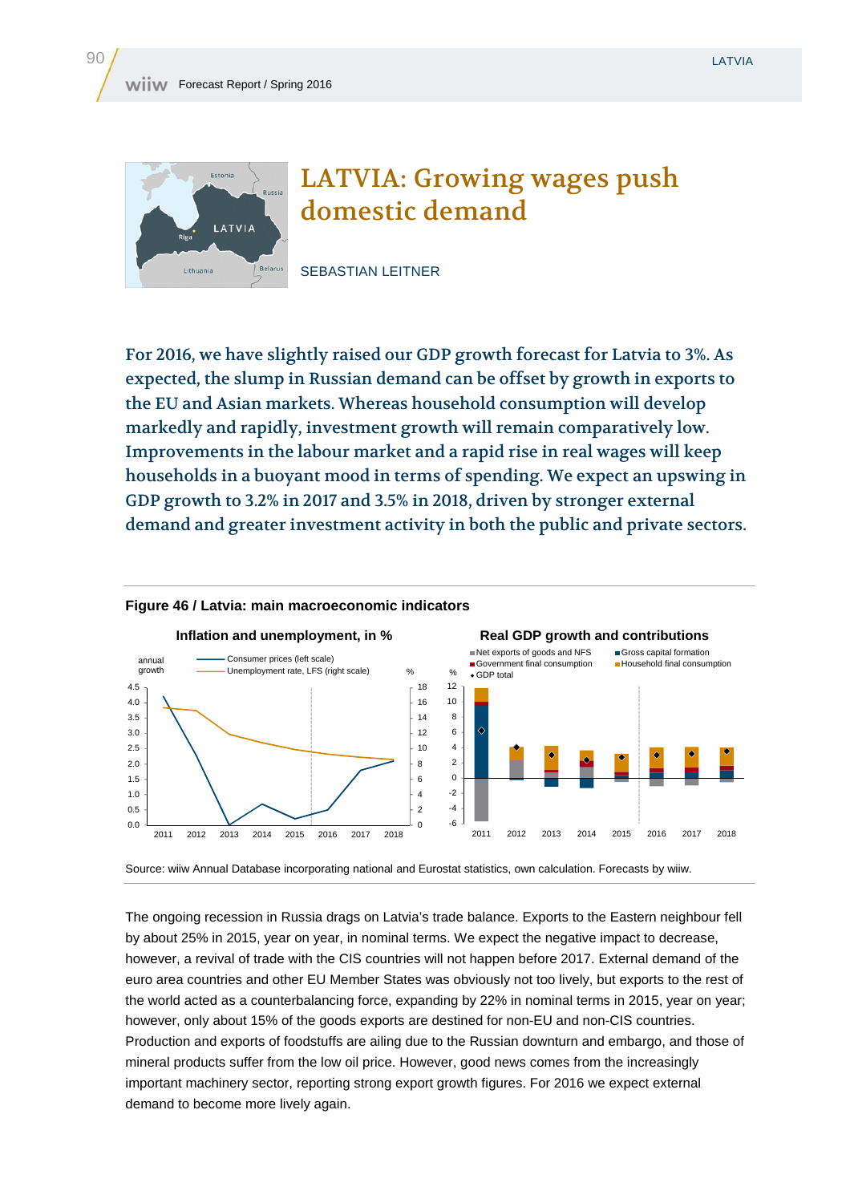# LATVIA: Growing wages push domestic demand

SEBASTIAN LEITNER

**For 2016, we have slightly raised our GDP growth forecast for Latvia to 3%. As expected, the slump in Russian demand can be offset by growth in exports to the EU and Asian markets. Whereas household consumption will develop markedly and rapidly, investment growth will remain comparatively low. Improvements in the labour market and a rapid rise in real wages will keep households in a buoyant mood in terms of spending. We expect an upswing in GDP growth to 3.2% in 2017 and 3.5% in 2018, driven by stronger external demand and greater investment activity in both the public and private sectors.**

**Figure 46 / Latvia: main macroeconomic indicators**

Source: wiiw Annual Database incorporating national and Eurostat statistics, own calculation. Forecasts by wiiw.

The ongoing recession in Russia drags on Latvia's trade balance. Exports to the Eastern neighbour fell by about 25% in 2015, year on year, in nominal terms. We expect the negative impact to decrease, however, a revival of trade with the CIS countries will not happen before 2017. External demand of the euro area countries and other EU Member States was obviously not too lively, but exports to the rest of the world acted as a counterbalancing force, expanding by 22% in nominal terms in 2015, year on year; however, only about 15% of the goods exports are destined for non-EU and non-CIS countries. Production and exports of foodstuffs are ailing due to the Russian downturn and embargo, and those of mineral products suffer from the low oil price. However, good news comes from the increasingly important machinery sector, reporting strong export growth figures. For 2016 we expect external demand to become more lively again.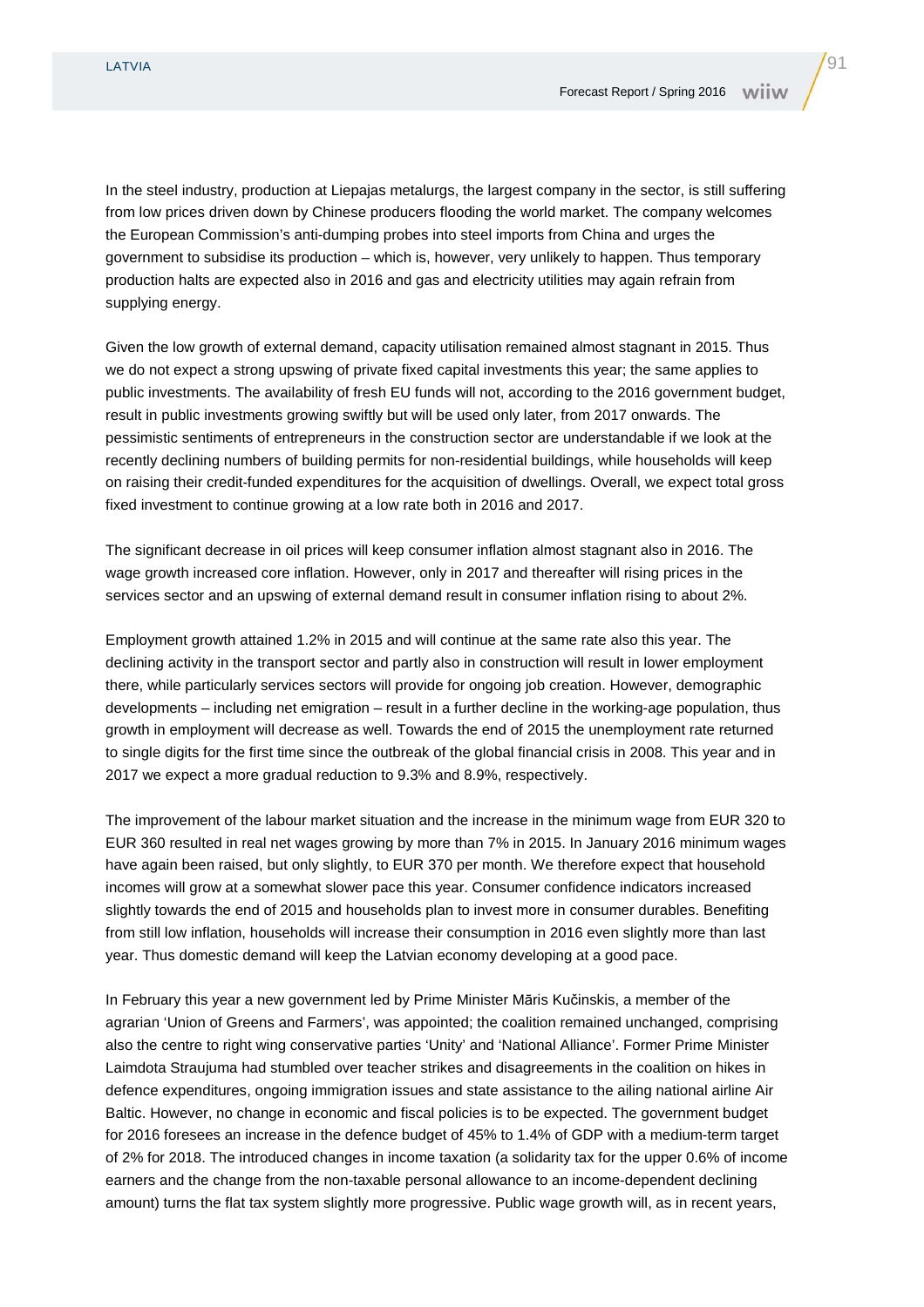In the steel industry, production at Liepajas metalurgs, the largest company in the sector, is still suffering from low prices driven down by Chinese producers flooding the world market. The company welcomes the European Commission's anti-dumping probes into steel imports from China and urges the government to subsidise its production – which is, however, very unlikely to happen. Thus temporary production halts are expected also in 2016 and gas and electricity utilities may again refrain from supplying energy.

Given the low growth of external demand, capacity utilisation remained almost stagnant in 2015. Thus we do not expect a strong upswing of private fixed capital investments this year; the same applies to public investments. The availability of fresh EU funds will not, according to the 2016 government budget, result in public investments growing swiftly but will be used only later, from 2017 onwards. The pessimistic sentiments of entrepreneurs in the construction sector are understandable if we look at the recently declining numbers of building permits for non-residential buildings, while households will keep on raising their credit-funded expenditures for the acquisition of dwellings. Overall, we expect total gross fixed investment to continue growing at a low rate both in 2016 and 2017.

The significant decrease in oil prices will keep consumer inflation almost stagnant also in 2016. The wage growth increased core inflation. However, only in 2017 and thereafter will rising prices in the services sector and an upswing of external demand result in consumer inflation rising to about 2%.

Employment growth attained 1.2% in 2015 and will continue at the same rate also this year. The declining activity in the transport sector and partly also in construction will result in lower employment there, while particularly services sectors will provide for ongoing job creation. However, demographic developments – including net emigration – result in a further decline in the working-age population, thus growth in employment will decrease as well. Towards the end of 2015 the unemployment rate returned to single digits for the first time since the outbreak of the global financial crisis in 2008. This year and in 2017 we expect a more gradual reduction to 9.3% and 8.9%, respectively.

The improvement of the labour market situation and the increase in the minimum wage from EUR 320 to EUR 360 resulted in real net wages growing by more than 7% in 2015. In January 2016 minimum wages have again been raised, but only slightly, to EUR 370 per month. We therefore expect that household incomes will grow at a somewhat slower pace this year. Consumer confidence indicators increased slightly towards the end of 2015 and households plan to invest more in consumer durables. Benefiting from still low inflation, households will increase their consumption in 2016 even slightly more than last year. Thus domestic demand will keep the Latvian economy developing at a good pace.

In February this year a new government led by Prime Minister Māris Kučinskis, a member of the agrarian 'Union of Greens and Farmers', was appointed; the coalition remained unchanged, comprising also the centre to right wing conservative parties 'Unity' and 'National Alliance'. Former Prime Minister Laimdota Straujuma had stumbled over teacher strikes and disagreements in the coalition on hikes in defence expenditures, ongoing immigration issues and state assistance to the ailing national airline Air Baltic. However, no change in economic and fiscal policies is to be expected. The government budget for 2016 foresees an increase in the defence budget of 45% to 1.4% of GDP with a medium-term target of 2% for 2018. The introduced changes in income taxation (a solidarity tax for the upper 0.6% of income earners and the change from the non-taxable personal allowance to an income-dependent declining amount) turns the flat tax system slightly more progressive. Public wage growth will, as in recent years,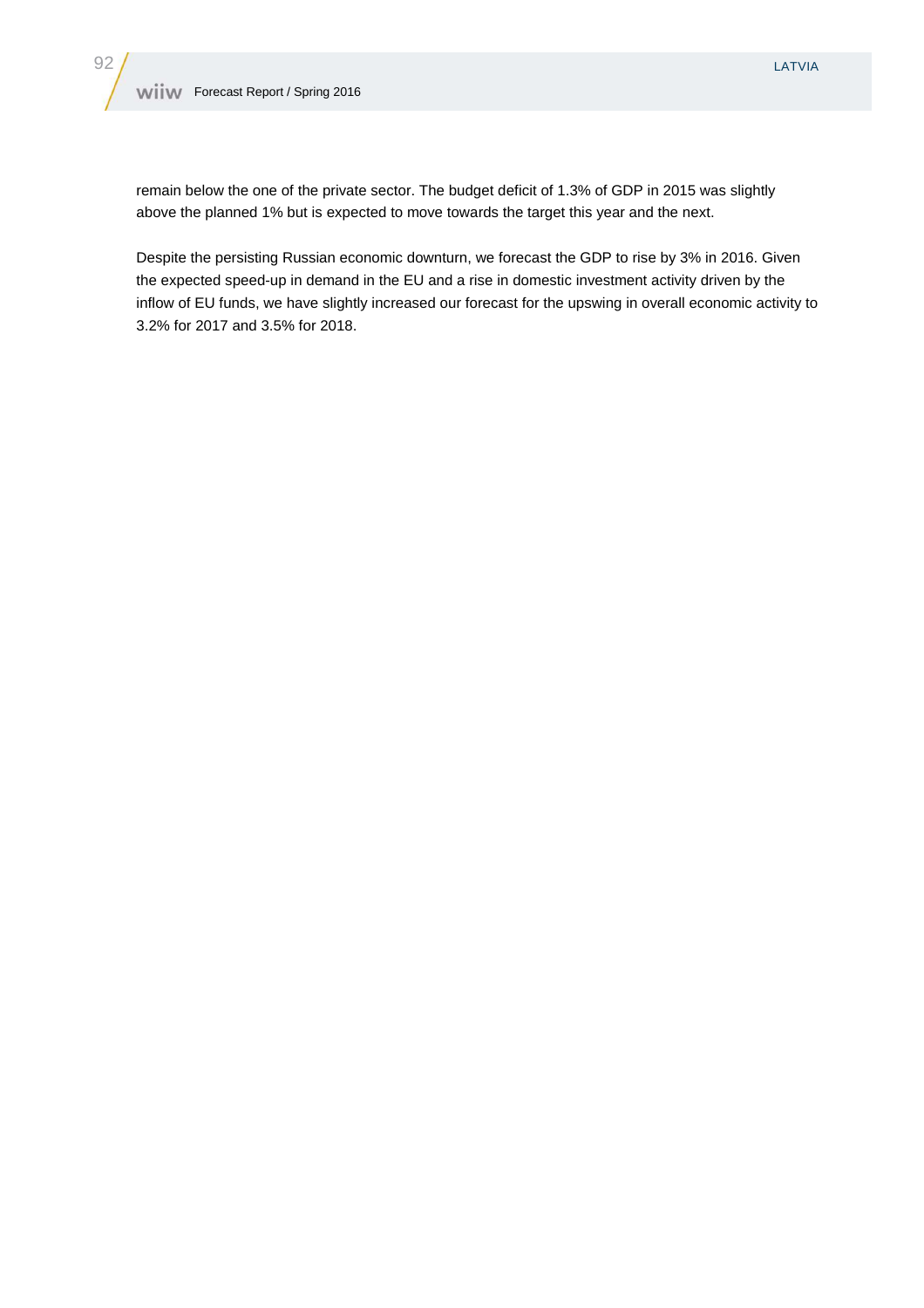remain below the one of the private sector. The budget deficit of 1.3% of GDP in 2015 was slightly above the planned 1% but is expected to move towards the target this year and the next.

Despite the persisting Russian economic downturn, we forecast the GDP to rise by 3% in 2016. Given the expected speed-up in demand in the EU and a rise in domestic investment activity driven by the inflow of EU funds, we have slightly increased our forecast for the upswing in overall economic activity to 3.2% for 2017 and 3.5% for 2018.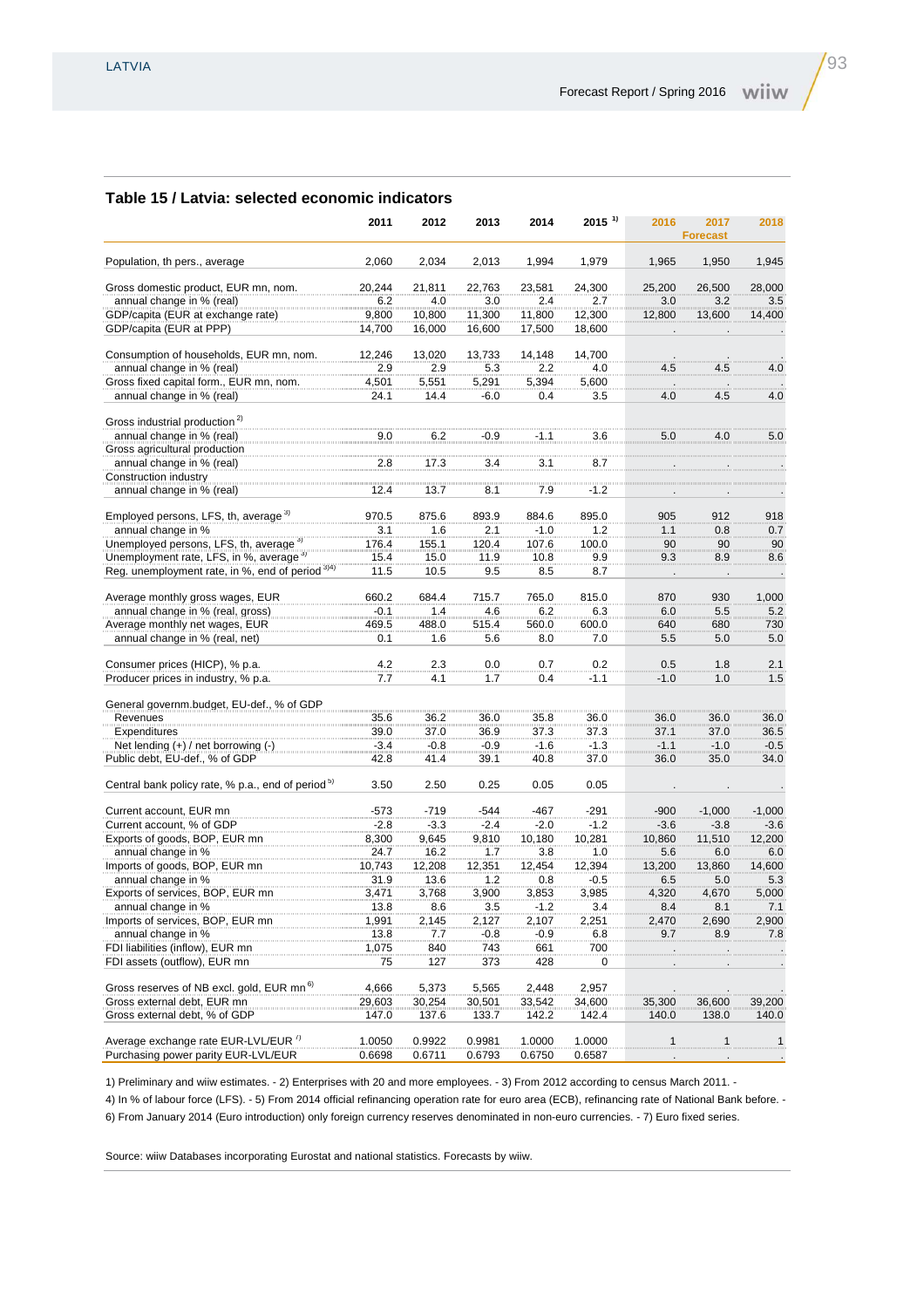## Table 15 / Latvia: selected economic indicators

| | 2011 | 2012 | 2013 | 2014 | 2015 [1] | 2016 | 2017 Forecast | 2018 |
|---|---|---|---|---|---|---|---|---|
| Population, th pers., average | 2,060 | 2,034 | 2,013 | 1,994 | 1,979 | 1,965 | 1,950 | 1,945 |
| Gross domestic product, EUR mn, nom. | 20,244 | 21,811 | 22,763 | 23,581 | 24,300 | 25,200 | 26,500 | 28,000 |
| annual change in % (real) | 6.2 | 4.0 | 3.0 | 2.4 | 2.7 | 3.0 | 3.2 | 3.5 |
| GDP/capita (EUR at exchange rate) | 9,800 | 10,800 | 11,300 | 11,800 | 12,300 | 12,800 | 13,600 | 14,400 |
| GDP/capita (EUR at PPP) | 14,700 | 16,000 | 16,600 | 17,500 | 18,600 | . | . | . |
| Consumption of households, EUR mn, nom. | 12,246 | 13,020 | 13,733 | 14,148 | 14,700 | . | . | . |
| annual change in % (real) | 2.9 | 2.9 | 5.3 | 2.2 | 4.0 | 4.5 | 4.5 | 4.0 |
| Gross fixed capital form., EUR mn, nom. | 4,501 | 5,551 | 5,291 | 5,394 | 5,600 | . | . | . |
| annual change in % (real) | 24.1 | 14.4 | -6.0 | 0.4 | 3.5 | 4.0 | 4.5 | 4.0 |
| Gross industrial production [2] | | | | | | | | |
| annual change in % (real) | 9.0 | 6.2 | -0.9 | -1.1 | 3.6 | 5.0 | 4.0 | 5.0 |
| Gross agricultural production | | | | | | | | |
| annual change in % (real) | 2.8 | 17.3 | 3.4 | 3.1 | 8.7 | . | . | . |
| Construction industry | | | | | | | | |
| annual change in % (real) | 12.4 | 13.7 | 8.1 | 7.9 | -1.2 | . | . | . |
| Employed persons, LFS, th, average [3] | 970.5 | 875.6 | 893.9 | 884.6 | 895.0 | 905 | 912 | 918 |
| annual change in % | 3.1 | 1.6 | 2.1 | -1.0 | 1.2 | 1.1 | 0.8 | 0.7 |
| Unemployed persons, LFS, th, average [3] | 176.4 | 155.1 | 120.4 | 107.6 | 100.0 | 90 | 90 | 90 |
| Unemployment rate, LFS, in %, average [3] | 15.4 | 15.0 | 11.9 | 10.8 | 9.9 | 9.3 | 8.9 | 8.6 |
| Reg. unemployment rate, in %, end of period [3][4] | 11.5 | 10.5 | 9.5 | 8.5 | 8.7 | . | . | . |
| Average monthly gross wages, EUR | 660.2 | 684.4 | 715.7 | 765.0 | 815.0 | 870 | 930 | 1,000 |
| annual change in % (real, gross) | -0.1 | 1.4 | 4.6 | 6.2 | 6.3 | 6.0 | 5.5 | 5.2 |
| Average monthly net wages, EUR | 469.5 | 488.0 | 515.4 | 560.0 | 600.0 | 640 | 680 | 730 |
| annual change in % (real, net) | 0.1 | 1.6 | 5.6 | 8.0 | 7.0 | 5.5 | 5.0 | 5.0 |
| Consumer prices (HICP), % p.a. | 4.2 | 2.3 | 0.0 | 0.7 | 0.2 | 0.5 | 1.8 | 2.1 |
| Producer prices in industry, % p.a. | 7.7 | 4.1 | 1.7 | 0.4 | -1.1 | -1.0 | 1.0 | 1.5 |
| General governm.budget, EU-def., % of GDP | | | | | | | | |
| Revenues | 35.6 | 36.2 | 36.0 | 35.8 | 36.0 | 36.0 | 36.0 | 36.0 |
| Expenditures | 39.0 | 37.0 | 36.9 | 37.3 | 37.3 | 37.1 | 37.0 | 36.5 |
| Net lending (+) / net borrowing (-) | -3.4 | -0.8 | -0.9 | -1.6 | -1.3 | -1.1 | -1.0 | -0.5 |
| Public debt, EU-def., % of GDP | 42.8 | 41.4 | 39.1 | 40.8 | 37.0 | 36.0 | 35.0 | 34.0 |
| Central bank policy rate, % p.a., end of period [5] | 3.50 | 2.50 | 0.25 | 0.05 | 0.05 | . | . | . |
| Current account, EUR mn | -573 | -719 | -544 | -467 | -291 | -900 | -1,000 | -1,000 |
| Current account, % of GDP | -2.8 | -3.3 | -2.4 | -2.0 | -1.2 | -3.6 | -3.8 | -3.6 |
| Exports of goods, BOP, EUR mn | 8,300 | 9,645 | 9,810 | 10,180 | 10,281 | 10,860 | 11,510 | 12,200 |
| annual change in % | 24.7 | 16.2 | 1.7 | 3.8 | 1.0 | 5.6 | 6.0 | 6.0 |
| Imports of goods, BOP, EUR mn | 10,743 | 12,208 | 12,351 | 12,454 | 12,394 | 13,200 | 13,860 | 14,600 |
| annual change in % | 31.9 | 13.6 | 1.2 | 0.8 | -0.5 | 6.5 | 5.0 | 5.3 |
| Exports of services, BOP, EUR mn | 3,471 | 3,768 | 3,900 | 3,853 | 3,985 | 4,320 | 4,670 | 5,000 |
| annual change in % | 13.8 | 8.6 | 3.5 | -1.2 | 3.4 | 8.4 | 8.1 | 7.1 |
| Imports of services, BOP, EUR mn | 1,991 | 2,145 | 2,127 | 2,107 | 2,251 | 2,470 | 2,690 | 2,900 |
| annual change in % | 13.8 | 7.7 | -0.8 | -0.9 | 6.8 | 9.7 | 8.9 | 7.8 |
| FDI liabilities (inflow), EUR mn | 1,075 | 840 | 743 | 661 | 700 | . | . | . |
| FDI assets (outflow), EUR mn | 75 | 127 | 373 | 428 | 0 | . | . | . |
| Gross reserves of NB excl. gold, EUR mn [6] | 4,666 | 5,373 | 5,565 | 2,448 | 2,957 | . | . | . |
| Gross external debt, EUR mn | 29,603 | 30,254 | 30,501 | 33,542 | 34,600 | 35,300 | 36,600 | 39,200 |
| Gross external debt, % of GDP | 147.0 | 137.6 | 133.7 | 142.2 | 142.4 | 140.0 | 138.0 | 140.0 |
| Average exchange rate EUR-LVL/EUR [7] | 1.0050 | 0.9922 | 0.9981 | 1.0000 | 1.0000 | 1 | 1 | 1 |
| Purchasing power parity EUR-LVL/EUR | 0.6698 | 0.6711 | 0.6793 | 0.6750 | 0.6587 | . | . | . |

1) Preliminary and wiiw estimates. - 2) Enterprises with 20 and more employees. - 3) From 2012 according to census March 2011. -
4) In % of labour force (LFS). - 5) From 2014 official refinancing operation rate for euro area (ECB), refinancing rate of National Bank before. -
6) From January 2014 (Euro introduction) only foreign currency reserves denominated in non-euro currencies. - 7) Euro fixed series.

Source: wiiw Databases incorporating Eurostat and national statistics. Forecasts by wiiw.